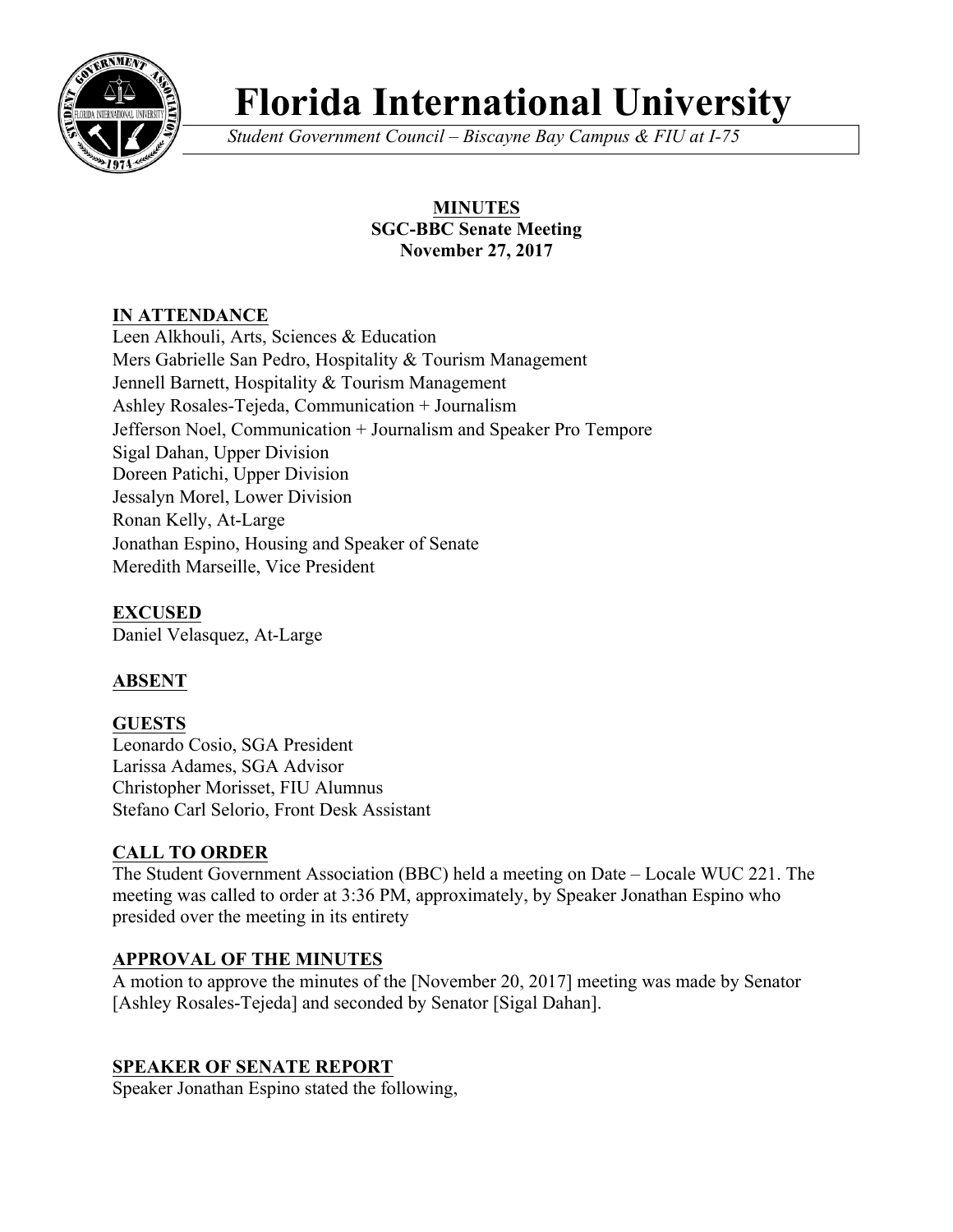# Florida International University

*Student Government Council – Biscayne Bay Campus & FIU at I-75*

**MINUTES**
**SGC-BBC Senate Meeting**
**November 27, 2017**

## IN ATTENDANCE

Leen Alkhouli, Arts, Sciences & Education
Mers Gabrielle San Pedro, Hospitality & Tourism Management
Jennell Barnett, Hospitality & Tourism Management
Ashley Rosales-Tejeda, Communication + Journalism
Jefferson Noel, Communication + Journalism and Speaker Pro Tempore
Sigal Dahan, Upper Division
Doreen Patichi, Upper Division
Jessalyn Morel, Lower Division
Ronan Kelly, At-Large
Jonathan Espino, Housing and Speaker of Senate
Meredith Marseille, Vice President

## EXCUSED

Daniel Velasquez, At-Large

## ABSENT

## GUESTS

Leonardo Cosio, SGA President
Larissa Adames, SGA Advisor
Christopher Morisset, FIU Alumnus
Stefano Carl Selorio, Front Desk Assistant

## CALL TO ORDER

The Student Government Association (BBC) held a meeting on Date – Locale WUC 221. The meeting was called to order at 3:36 PM, approximately, by Speaker Jonathan Espino who presided over the meeting in its entirety

## APPROVAL OF THE MINUTES

A motion to approve the minutes of the [November 20, 2017] meeting was made by Senator [Ashley Rosales-Tejeda] and seconded by Senator [Sigal Dahan].

## SPEAKER OF SENATE REPORT

Speaker Jonathan Espino stated the following,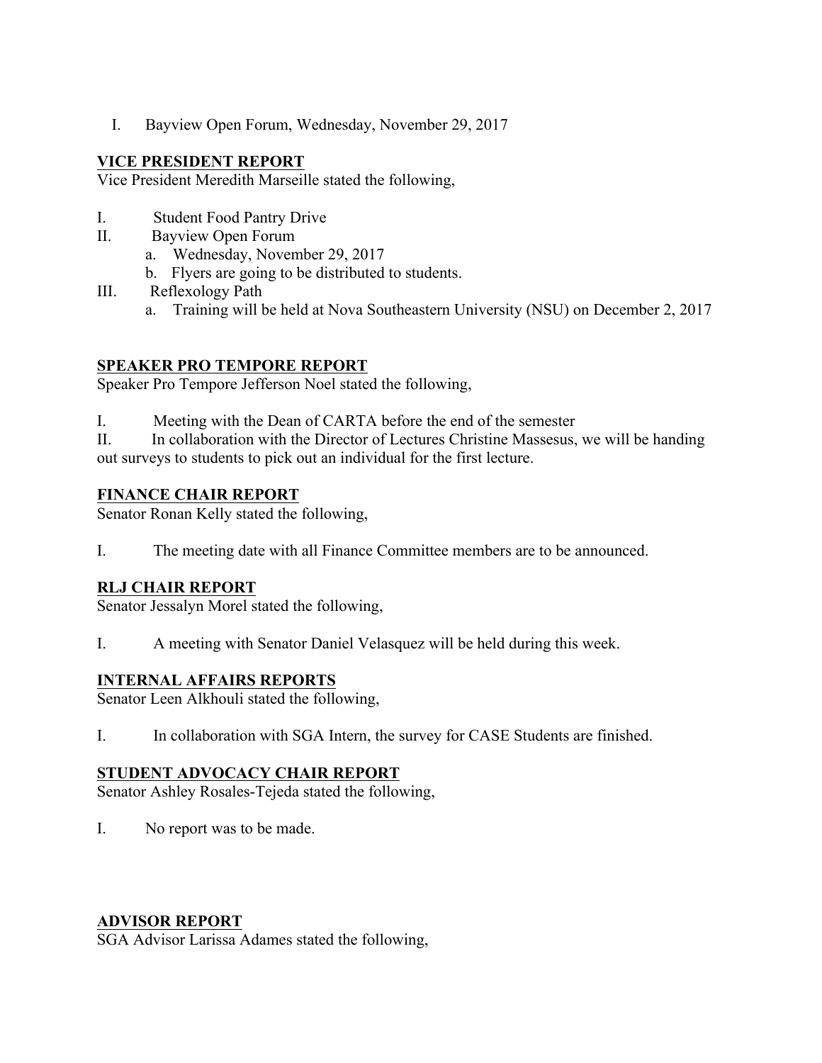I. Bayview Open Forum, Wednesday, November 29, 2017

## VICE PRESIDENT REPORT

Vice President Meredith Marseille stated the following,

I. Student Food Pantry Drive
II. Bayview Open Forum
   a. Wednesday, November 29, 2017
   b. Flyers are going to be distributed to students.
III. Reflexology Path
   a. Training will be held at Nova Southeastern University (NSU) on December 2, 2017

## SPEAKER PRO TEMPORE REPORT

Speaker Pro Tempore Jefferson Noel stated the following,

I. Meeting with the Dean of CARTA before the end of the semester
II. In collaboration with the Director of Lectures Christine Massesus, we will be handing out surveys to students to pick out an individual for the first lecture.

## FINANCE CHAIR REPORT

Senator Ronan Kelly stated the following,

I. The meeting date with all Finance Committee members are to be announced.

## RLJ CHAIR REPORT

Senator Jessalyn Morel stated the following,

I. A meeting with Senator Daniel Velasquez will be held during this week.

## INTERNAL AFFAIRS REPORTS

Senator Leen Alkhouli stated the following,

I. In collaboration with SGA Intern, the survey for CASE Students are finished.

## STUDENT ADVOCACY CHAIR REPORT

Senator Ashley Rosales-Tejeda stated the following,

I. No report was to be made.

## ADVISOR REPORT

SGA Advisor Larissa Adames stated the following,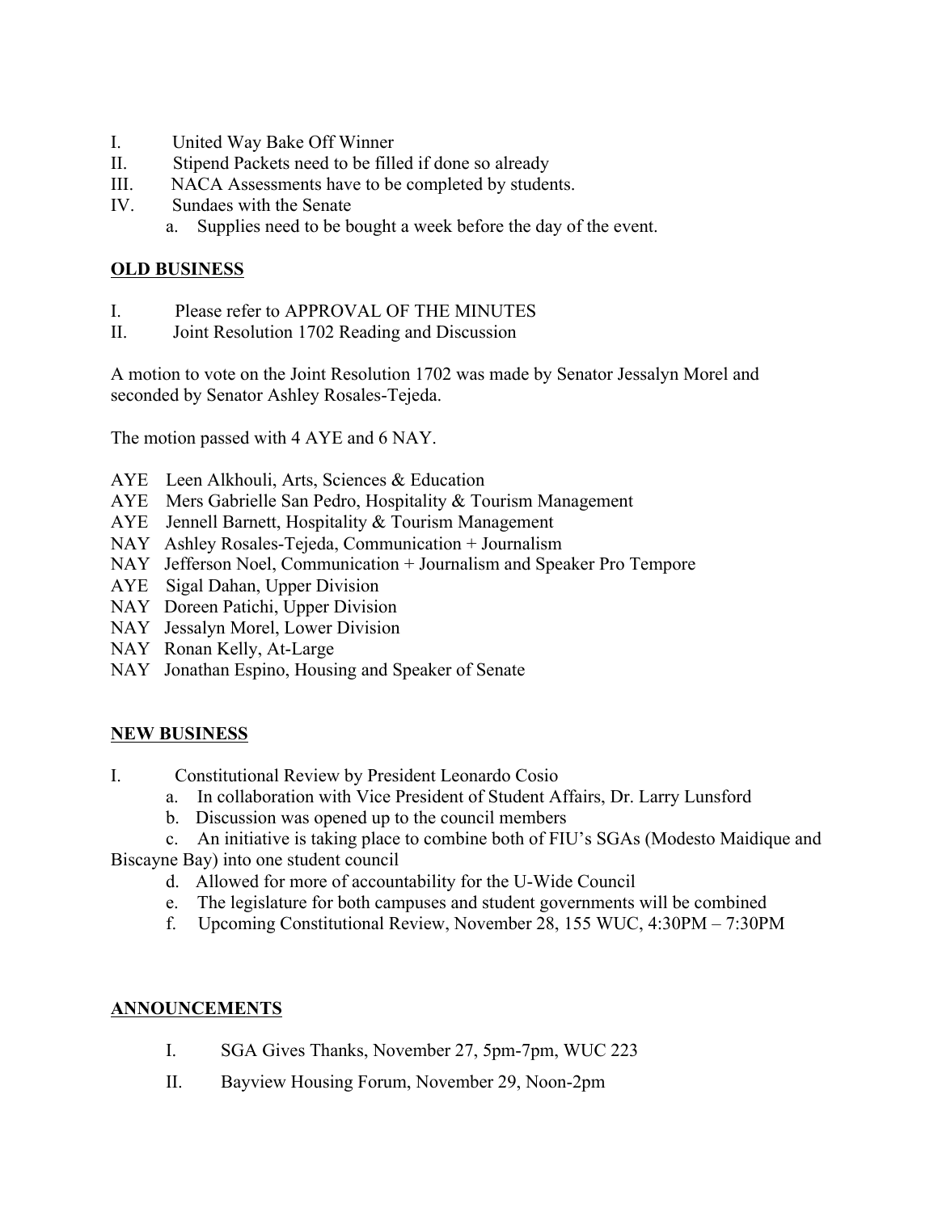I. United Way Bake Off Winner
II. Stipend Packets need to be filled if done so already
III. NACA Assessments have to be completed by students.
IV. Sundaes with the Senate
   a. Supplies need to be bought a week before the day of the event.

**OLD BUSINESS**

I. Please refer to APPROVAL OF THE MINUTES
II. Joint Resolution 1702 Reading and Discussion

A motion to vote on the Joint Resolution 1702 was made by Senator Jessalyn Morel and seconded by Senator Ashley Rosales-Tejeda.

The motion passed with 4 AYE and 6 NAY.

AYE Leen Alkhouli, Arts, Sciences & Education
AYE Mers Gabrielle San Pedro, Hospitality & Tourism Management
AYE Jennell Barnett, Hospitality & Tourism Management
NAY Ashley Rosales-Tejeda, Communication + Journalism
NAY Jefferson Noel, Communication + Journalism and Speaker Pro Tempore
AYE Sigal Dahan, Upper Division
NAY Doreen Patichi, Upper Division
NAY Jessalyn Morel, Lower Division
NAY Ronan Kelly, At-Large
NAY Jonathan Espino, Housing and Speaker of Senate

**NEW BUSINESS**

I. Constitutional Review by President Leonardo Cosio
   a. In collaboration with Vice President of Student Affairs, Dr. Larry Lunsford
   b. Discussion was opened up to the council members
   c. An initiative is taking place to combine both of FIU's SGAs (Modesto Maidique and Biscayne Bay) into one student council
   d. Allowed for more of accountability for the U-Wide Council
   e. The legislature for both campuses and student governments will be combined
   f. Upcoming Constitutional Review, November 28, 155 WUC, 4:30PM – 7:30PM

**ANNOUNCEMENTS**

I. SGA Gives Thanks, November 27, 5pm-7pm, WUC 223
II. Bayview Housing Forum, November 29, Noon-2pm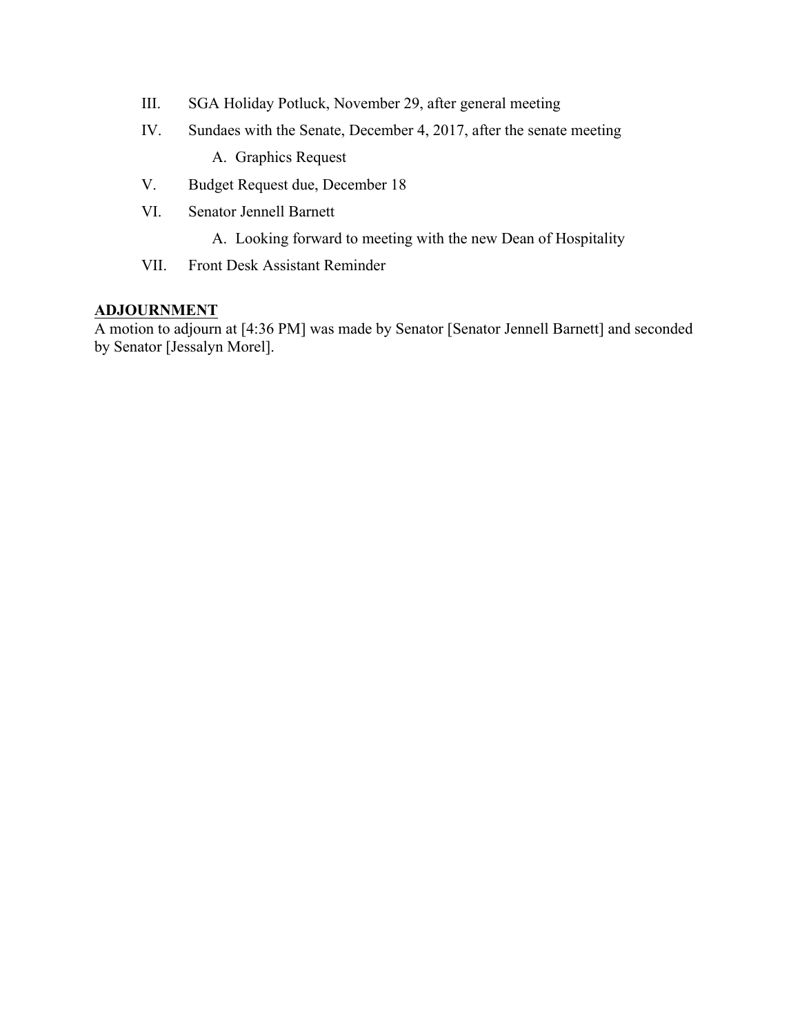III. SGA Holiday Potluck, November 29, after general meeting

IV. Sundaes with the Senate, December 4, 2017, after the senate meeting

  A. Graphics Request

V. Budget Request due, December 18

VI. Senator Jennell Barnett

  A. Looking forward to meeting with the new Dean of Hospitality

VII. Front Desk Assistant Reminder

**ADJOURNMENT**

A motion to adjourn at [4:36 PM] was made by Senator [Senator Jennell Barnett] and seconded by Senator [Jessalyn Morel].